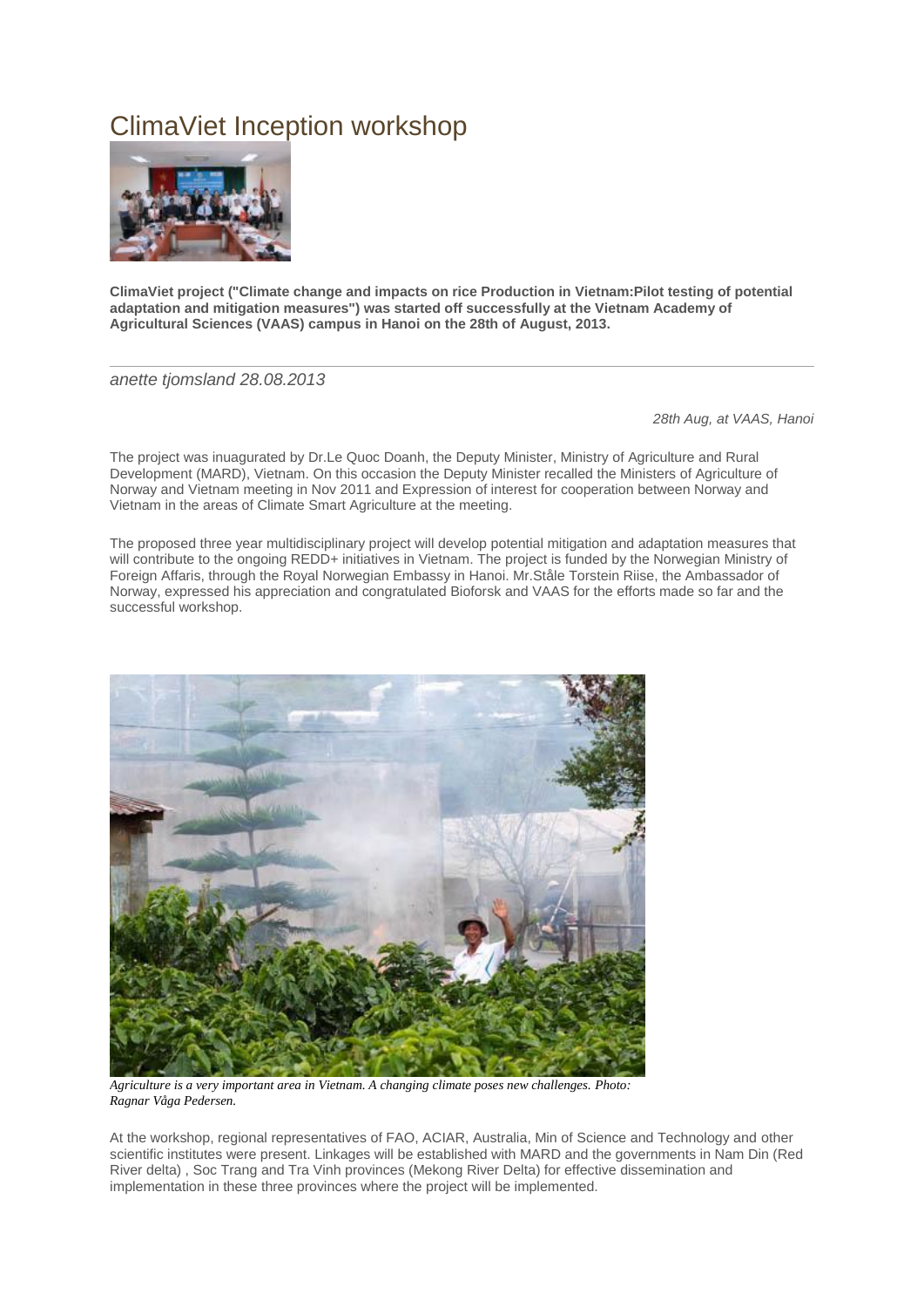# ClimaViet Inception workshop

**ClimaViet project ("Climate change and impacts on rice Production in Vietnam:Pilot testing of potential adaptation and mitigation measures") was started off successfully at the Vietnam Academy of Agricultural Sciences (VAAS) campus in Hanoi on the 28th of August, 2013.**

---

*anette tjomsland 28.08.2013*

*28th Aug, at VAAS, Hanoi*

The project was inuaugurated by Dr.Le Quoc Doanh, the Deputy Minister, Ministry of Agriculture and Rural Development (MARD), Vietnam. On this occasion the Deputy Minister recalled the Ministers of Agriculture of Norway and Vietnam meeting in Nov 2011 and Expression of interest for cooperation between Norway and Vietnam in the areas of Climate Smart Agriculture at the meeting.

The proposed three year multidisciplinary project will develop potential mitigation and adaptation measures that will contribute to the ongoing REDD+ initiatives in Vietnam. The project is funded by the Norwegian Ministry of Foreign Affaris, through the Royal Norwegian Embassy in Hanoi. Mr.Ståle Torstein Riise, the Ambassador of Norway, expressed his appreciation and congratulated Bioforsk and VAAS for the efforts made so far and the successful workshop.

*Agriculture is a very important area in Vietnam. A changing climate poses new challenges. Photo: Ragnar Våga Pedersen.*

At the workshop, regional representatives of FAO, ACIAR, Australia, Min of Science and Technology and other scientific institutes were present. Linkages will be established with MARD and the governments in Nam Din (Red River delta) , Soc Trang and Tra Vinh provinces (Mekong River Delta) for effective dissemination and implementation in these three provinces where the project will be implemented.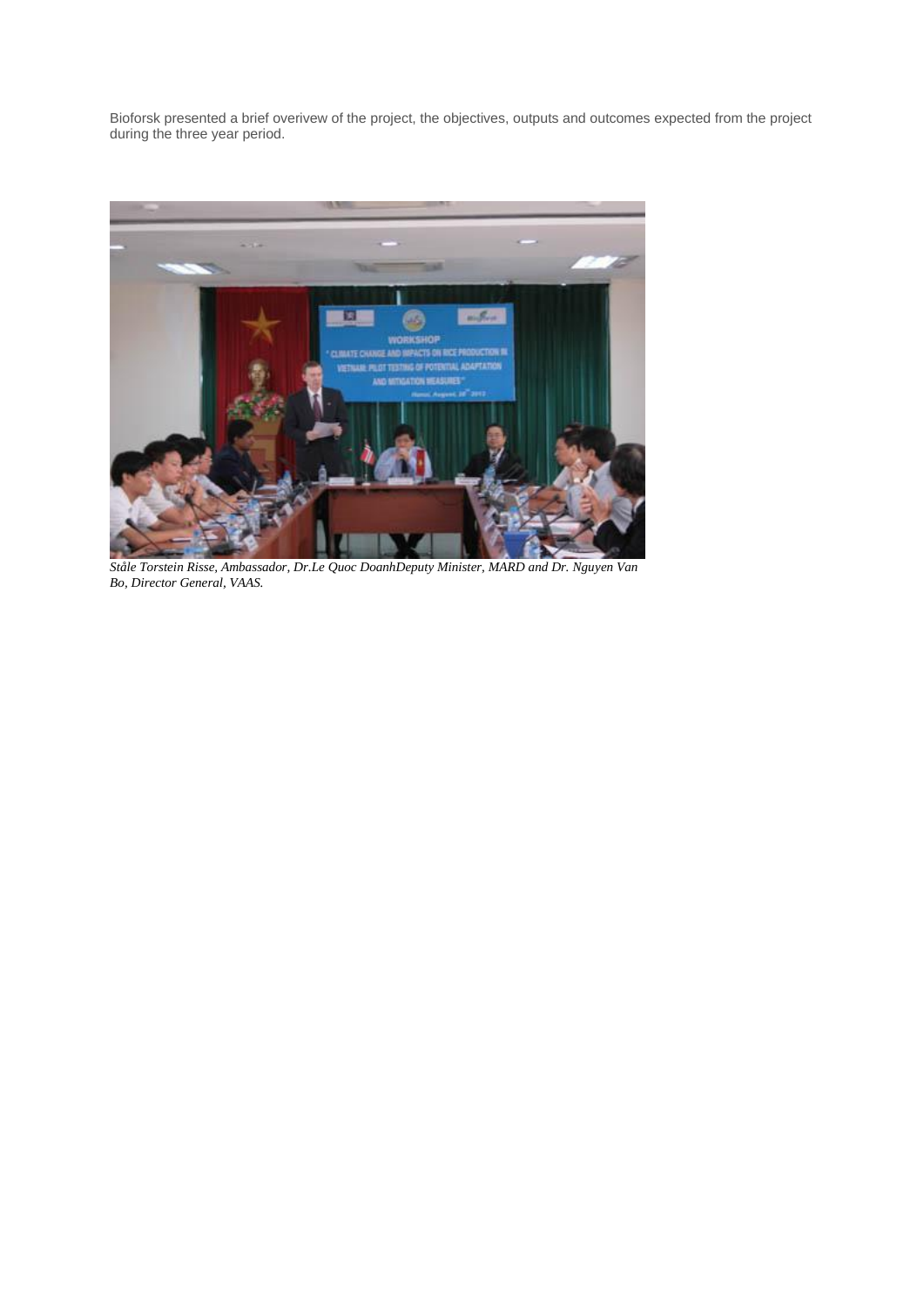Bioforsk presented a brief overivew of the project, the objectives, outputs and outcomes expected from the project during the three year period.

*Ståle Torstein Risse, Ambassador, Dr.Le Quoc DoanhDeputy Minister, MARD and Dr. Nguyen Van Bo, Director General, VAAS.*